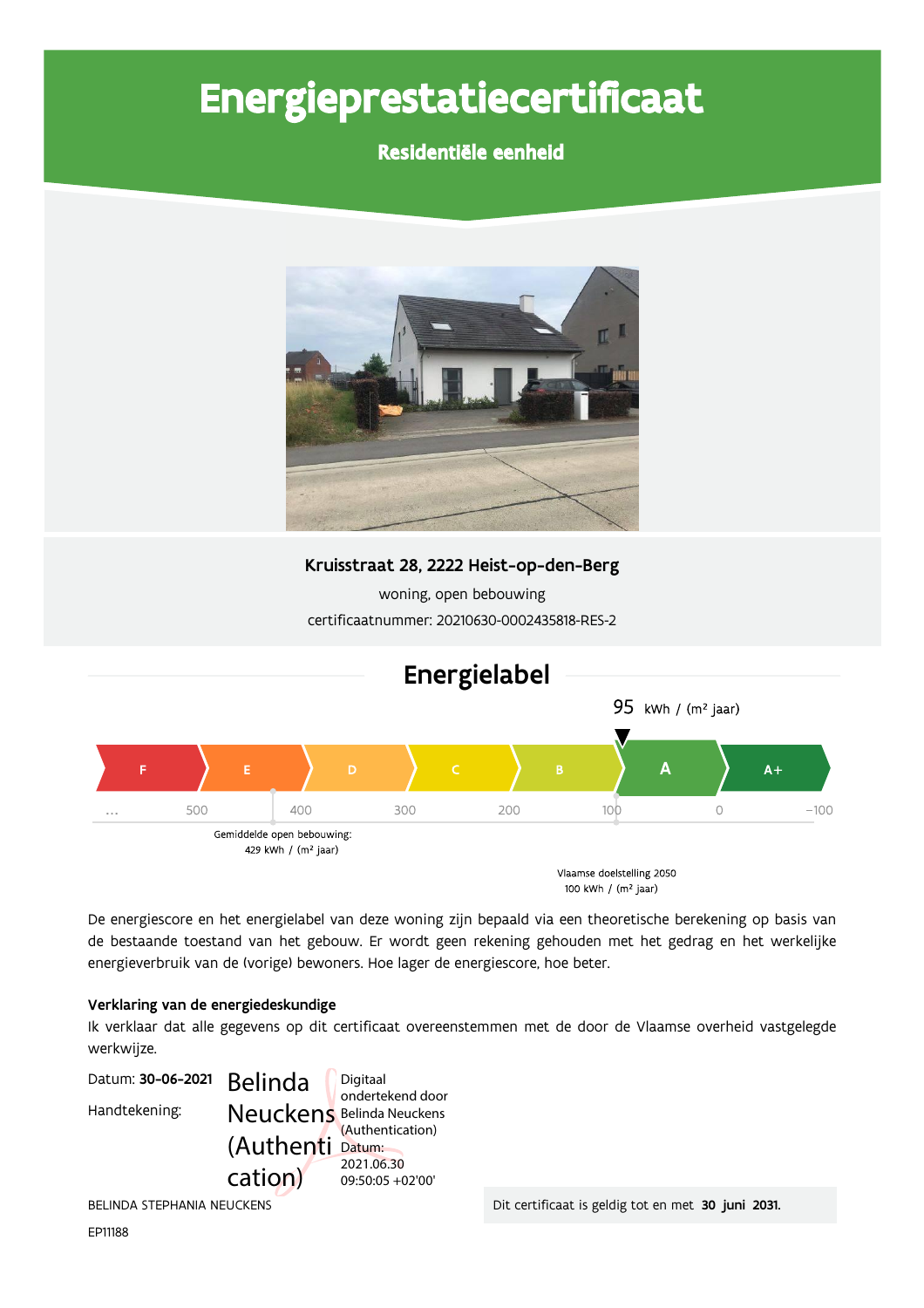# Energieprestatiecertificaat

**Residentiële eenheid**

**Kruisstraat 28, 2222 Heist-op-den-Berg**

woning, open bebouwing

certificaatnummer: 20210630-0002435818-RES-2

## Energielabel

95 kWh / (m² jaar)

F | E | D | C | B | **A** | A+

... 500 400 300 200 100 0 −100

Gemiddelde open bebouwing: 429 kWh / (m² jaar)

Vlaamse doelstelling 2050 100 kWh / (m² jaar)

De energiescore en het energielabel van deze woning zijn bepaald via een theoretische berekening op basis van de bestaande toestand van het gebouw. Er wordt geen rekening gehouden met het gedrag en het werkelijke energieverbruik van de (vorige) bewoners. Hoe lager de energiescore, hoe beter.

**Verklaring van de energiedeskundige**

Ik verklaar dat alle gegevens op dit certificaat overeenstemmen met de door de Vlaamse overheid vastgelegde werkwijze.

Datum: **30-06-2021**

Handtekening: Belinda Neuckens (Authentication) — Digitaal ondertekend door Belinda Neuckens (Authentication) Datum: 2021.06.30 09:50:05 +02'00'

BELINDA STEPHANIA NEUCKENS

EP11188

Dit certificaat is geldig tot en met **30 juni 2031.**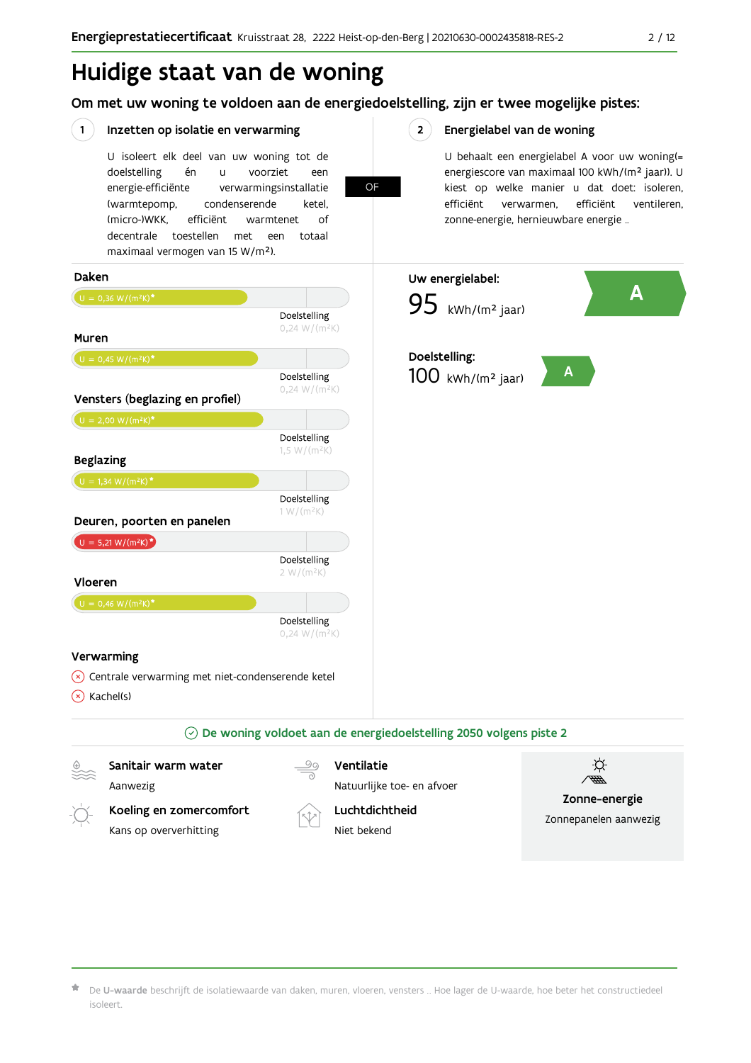# Huidige staat van de woning

## Om met uw woning te voldoen aan de energiedoelstelling, zijn er twee mogelijke pistes:

### 1 Inzetten op isolatie en verwarming

U isoleert elk deel van uw woning tot de doelstelling én u voorziet een energie-efficiënte verwarmingsinstallatie (warmtepomp, condenserende ketel, (micro-)WKK, efficiënt warmtenet of decentrale toestellen met een totaal maximaal vermogen van 15 W/m²).

**OF**

### 2 Energielabel van de woning

U behaalt een energielabel A voor uw woning(= energiescore van maximaal 100 kWh/(m² jaar)). U kiest op welke manier u dat doet: isoleren, efficiënt verwarmen, efficiënt ventileren, zonne-energie, hernieuwbare energie …

**Daken**

U = 0,36 W/(m²K)*

Doelstelling 0,24 W/(m²K)

**Muren**

U = 0,45 W/(m²K)*

Doelstelling 0,24 W/(m²K)

**Vensters (beglazing en profiel)**

U = 2,00 W/(m²K)*

Doelstelling 1,5 W/(m²K)

**Beglazing**

U = 1,34 W/(m²K)*

Doelstelling 1 W/(m²K)

**Deuren, poorten en panelen**

U = 5,21 W/(m²K)*

Doelstelling 2 W/(m²K)

**Vloeren**

U = 0,46 W/(m²K)*

Doelstelling 0,24 W/(m²K)

**Verwarming**

- ⊗ Centrale verwarming met niet-condenserende ketel
- ⊗ Kachel(s)

**Uw energielabel:** A

95 kWh/(m² jaar)

**Doelstelling:** A

100 kWh/(m² jaar)

**De woning voldoet aan de energiedoelstelling 2050 volgens piste 2**

**Sanitair warm water**
Aanwezig

**Ventilatie**
Natuurlijke toe- en afvoer

**Koeling en zomercomfort**
Kans op oververhitting

**Luchtdichtheid**
Niet bekend

**Zonne-energie**
Zonnepanelen aanwezig

* De **U-waarde** beschrijft de isolatiewaarde van daken, muren, vloeren, vensters … Hoe lager de U-waarde, hoe beter het constructiedeel isoleert.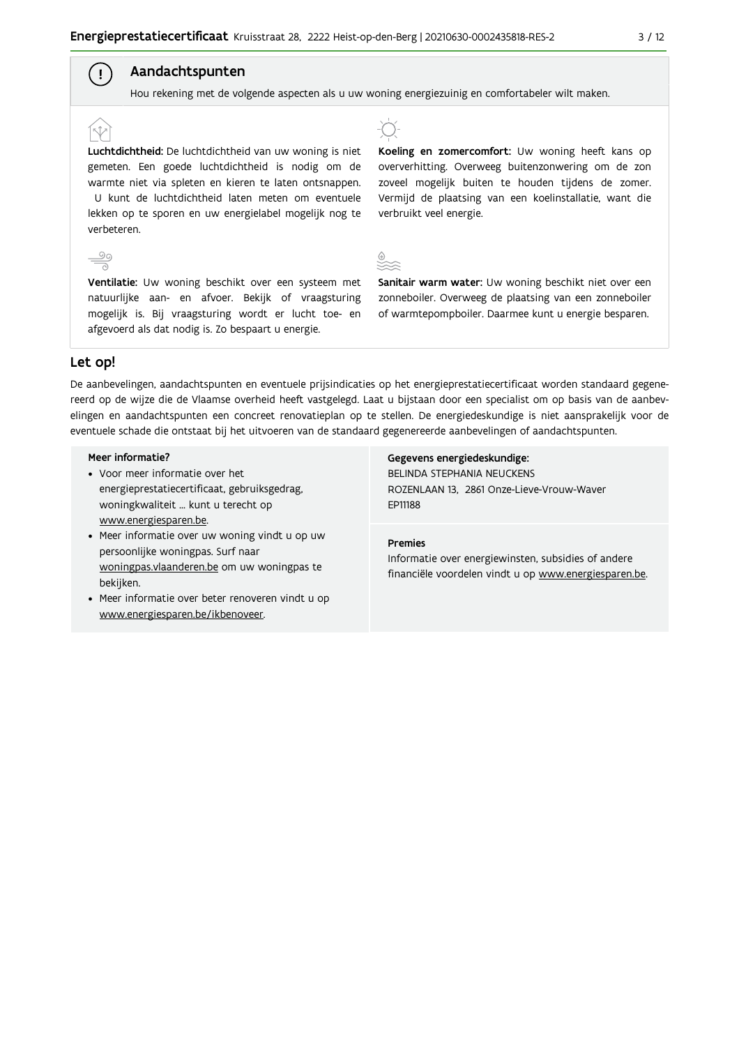## Aandachtspunten

Hou rekening met de volgende aspecten als u uw woning energiezuinig en comfortabeler wilt maken.

**Luchtdichtheid:** De luchtdichtheid van uw woning is niet gemeten. Een goede luchtdichtheid is nodig om de warmte niet via spleten en kieren te laten ontsnappen. U kunt de luchtdichtheid laten meten om eventuele lekken op te sporen en uw energielabel mogelijk nog te verbeteren.

**Koeling en zomercomfort:** Uw woning heeft kans op oververhitting. Overweeg buitenzonwering om de zon zoveel mogelijk buiten te houden tijdens de zomer. Vermijd de plaatsing van een koelinstallatie, want die verbruikt veel energie.

**Ventilatie:** Uw woning beschikt over een systeem met natuurlijke aan- en afvoer. Bekijk of vraagsturing mogelijk is. Bij vraagsturing wordt er lucht toe- en afgevoerd als dat nodig is. Zo bespaart u energie.

**Sanitair warm water:** Uw woning beschikt niet over een zonneboiler. Overweeg de plaatsing van een zonneboiler of warmtepompboiler. Daarmee kunt u energie besparen.

## Let op!

De aanbevelingen, aandachtspunten en eventuele prijsindicaties op het energieprestatiecertificaat worden standaard gegenereerd op de wijze die de Vlaamse overheid heeft vastgelegd. Laat u bijstaan door een specialist om op basis van de aanbevelingen en aandachtspunten een concreet renovatieplan op te stellen. De energiedeskundige is niet aansprakelijk voor de eventuele schade die ontstaat bij het uitvoeren van de standaard gegenereerde aanbevelingen of aandachtspunten.

**Meer informatie?**

- Voor meer informatie over het energieprestatiecertificaat, gebruiksgedrag, woningkwaliteit ... kunt u terecht op www.energiesparen.be.
- Meer informatie over uw woning vindt u op uw persoonlijke woningpas. Surf naar woningpas.vlaanderen.be om uw woningpas te bekijken.
- Meer informatie over beter renoveren vindt u op www.energiesparen.be/ikbenoveer.

**Gegevens energiedeskundige:**
BELINDA STEPHANIA NEUCKENS
ROZENLAAN 13, 2861 Onze-Lieve-Vrouw-Waver
EP11188

**Premies**
Informatie over energiewinsten, subsidies of andere financiële voordelen vindt u op www.energiesparen.be.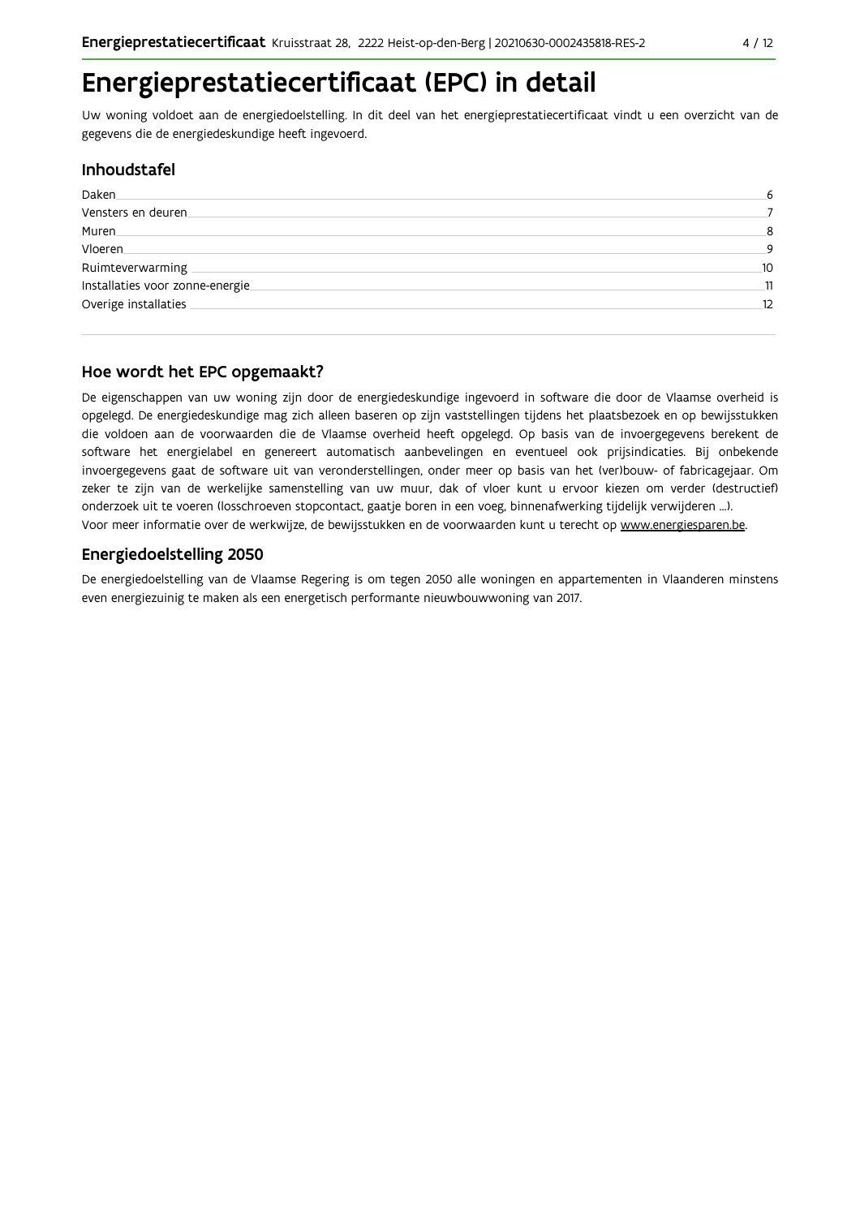# Energieprestatiecertificaat (EPC) in detail

Uw woning voldoet aan de energiedoelstelling. In dit deel van het energieprestatiecertificaat vindt u een overzicht van de gegevens die de energiedeskundige heeft ingevoerd.

## Inhoudstafel

| | |
|---|---|
| Daken | 6 |
| Vensters en deuren | 7 |
| Muren | 8 |
| Vloeren | 9 |
| Ruimteverwarming | 10 |
| Installaties voor zonne-energie | 11 |
| Overige installaties | 12 |

## Hoe wordt het EPC opgemaakt?

De eigenschappen van uw woning zijn door de energiedeskundige ingevoerd in software die door de Vlaamse overheid is opgelegd. De energiedeskundige mag zich alleen baseren op zijn vaststellingen tijdens het plaatsbezoek en op bewijsstukken die voldoen aan de voorwaarden die de Vlaamse overheid heeft opgelegd. Op basis van de invoergegevens berekent de software het energielabel en genereert automatisch aanbevelingen en eventueel ook prijsindicaties. Bij onbekende invoergegevens gaat de software uit van veronderstellingen, onder meer op basis van het (ver)bouw- of fabricagejaar. Om zeker te zijn van de werkelijke samenstelling van uw muur, dak of vloer kunt u ervoor kiezen om verder (destructief) onderzoek uit te voeren (losschroeven stopcontact, gaatje boren in een voeg, binnenafwerking tijdelijk verwijderen ...).
Voor meer informatie over de werkwijze, de bewijsstukken en de voorwaarden kunt u terecht op www.energiesparen.be.

## Energiedoelstelling 2050

De energiedoelstelling van de Vlaamse Regering is om tegen 2050 alle woningen en appartementen in Vlaanderen minstens even energiezuinig te maken als een energetisch performante nieuwbouwwoning van 2017.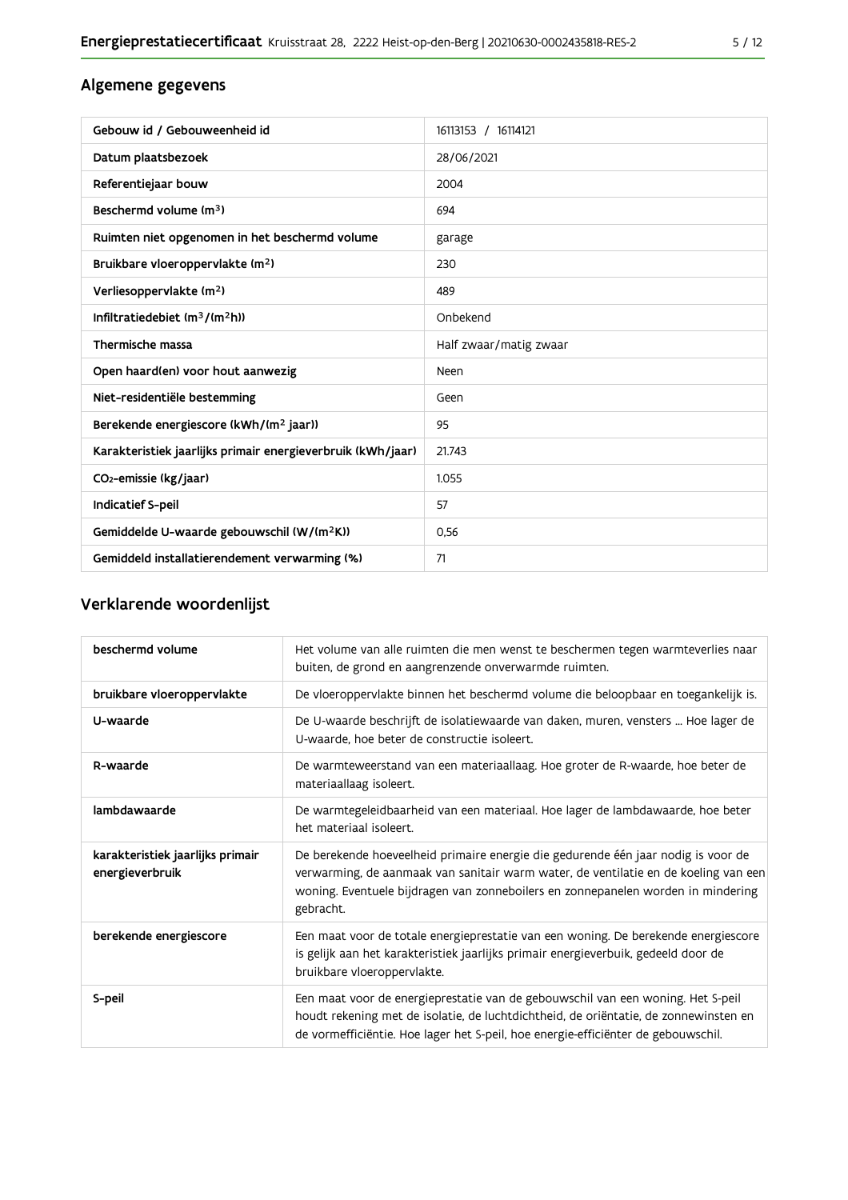## Algemene gegevens

| Gebouw id / Gebouweenheid id | 16113153 / 16114121 |
| --- | --- |
| Datum plaatsbezoek | 28/06/2021 |
| Referentiejaar bouw | 2004 |
| Beschermd volume ($m^3$) | 694 |
| Ruimten niet opgenomen in het beschermd volume | garage |
| Bruikbare vloeroppervlakte ($m^2$) | 230 |
| Verliesoppervlakte ($m^2$) | 489 |
| Infiltratiedebiet ($m^3/(m^2h)$) | Onbekend |
| Thermische massa | Half zwaar/matig zwaar |
| Open haard(en) voor hout aanwezig | Neen |
| Niet-residentiële bestemming | Geen |
| Berekende energiescore (kWh/($m^2$ jaar)) | 95 |
| Karakteristiek jaarlijks primair energieverbruik (kWh/jaar) | 21.743 |
| $CO_2$-emissie (kg/jaar) | 1.055 |
| Indicatief S-peil | 57 |
| Gemiddelde U-waarde gebouwschil (W/($m^2$K)) | 0,56 |
| Gemiddeld installatierendement verwarming (%) | 71 |

## Verklarende woordenlijst

| beschermd volume | Het volume van alle ruimten die men wenst te beschermen tegen warmteverlies naar buiten, de grond en aangrenzende onverwarmde ruimten. |
| --- | --- |
| bruikbare vloeroppervlakte | De vloeroppervlakte binnen het beschermd volume die beloopbaar en toegankelijk is. |
| U-waarde | De U-waarde beschrijft de isolatiewaarde van daken, muren, vensters ... Hoe lager de U-waarde, hoe beter de constructie isoleert. |
| R-waarde | De warmteweerstand van een materiaallaag. Hoe groter de R-waarde, hoe beter de materiaallaag isoleert. |
| lambdawaarde | De warmtegeleidbaarheid van een materiaal. Hoe lager de lambdawaarde, hoe beter het materiaal isoleert. |
| karakteristiek jaarlijks primair energieverbruik | De berekende hoeveelheid primaire energie die gedurende één jaar nodig is voor de verwarming, de aanmaak van sanitair warm water, de ventilatie en de koeling van een woning. Eventuele bijdragen van zonneboilers en zonnepanelen worden in mindering gebracht. |
| berekende energiescore | Een maat voor de totale energieprestatie van een woning. De berekende energiescore is gelijk aan het karakteristiek jaarlijks primair energieverbuik, gedeeld door de bruikbare vloeroppervlakte. |
| S-peil | Een maat voor de energieprestatie van de gebouwschil van een woning. Het S-peil houdt rekening met de isolatie, de luchtdichtheid, de oriëntatie, de zonnewinsten en de vormefficiëntie. Hoe lager het S-peil, hoe energie-efficiënter de gebouwschil. |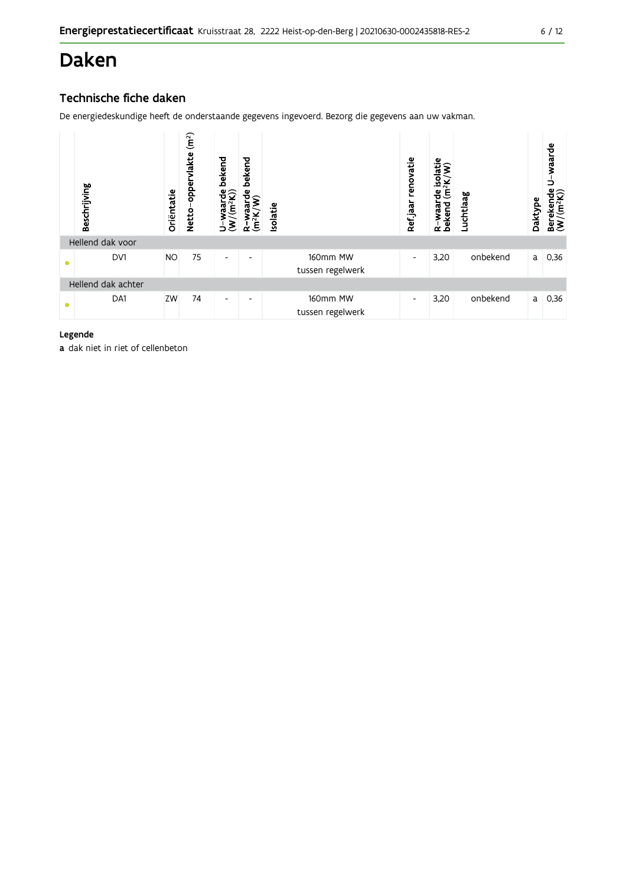# Daken

## Technische fiche daken

De energiedeskundige heeft de onderstaande gegevens ingevoerd. Bezorg die gegevens aan uw vakman.

| | Beschrijving | Oriëntatie | Netto-oppervlakte ($m^2$) | U-waarde bekend ($W/(m^2K)$) | R-waarde bekend ($m^2K/W$) | Isolatie | Ref.jaar renovatie | R-waarde isolatie bekend ($m^2K/W$) | Luchtlaag | Daktype | Berekende U-waarde ($W/(m^2K)$) |
|---|---|---|---|---|---|---|---|---|---|---|---|
| Hellend dak voor | | | | | | | | | | | |
| • | DV1 | NO | 75 | - | - | 160mm MW tussen regelwerk | - | 3,20 | onbekend | a | 0,36 |
| Hellend dak achter | | | | | | | | | | | |
| • | DA1 | ZW | 74 | - | - | 160mm MW tussen regelwerk | - | 3,20 | onbekend | a | 0,36 |

**Legende**

**a** dak niet in riet of cellenbeton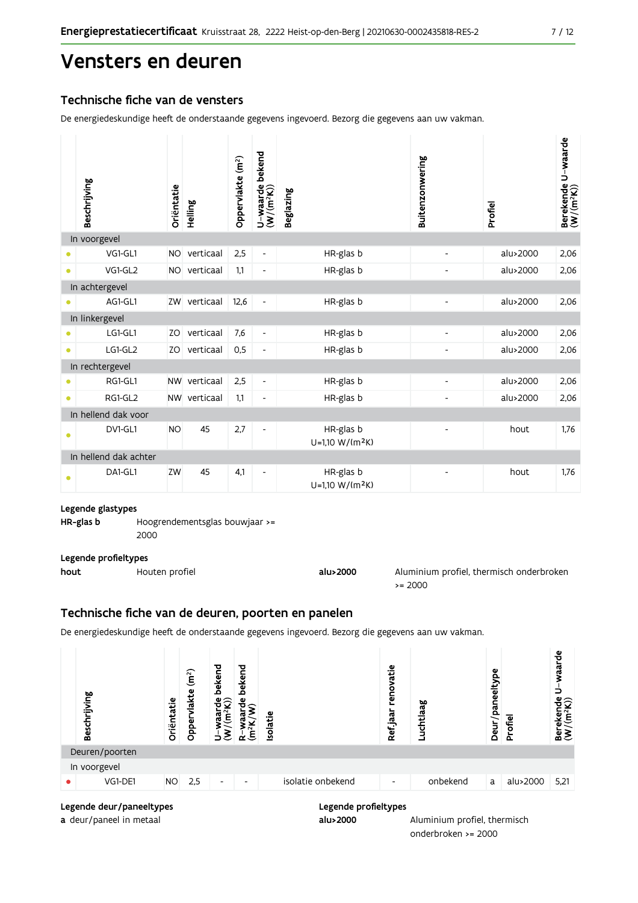# Vensters en deuren

## Technische fiche van de vensters

De energiedeskundige heeft de onderstaande gegevens ingevoerd. Bezorg die gegevens aan uw vakman.

| | Beschrijving | Oriëntatie | Helling | Oppervlakte (m²) | U-waarde bekend (W/(m²K)) | Beglazing | Buitenzonwering | Profiel | Berekende U-waarde (W/(m²K)) |
|---|---|---|---|---|---|---|---|---|---|
| **In voorgevel** | | | | | | | | | |
| • | VG1-GL1 | NO | verticaal | 2,5 | - | HR-glas b | - | alu>2000 | 2,06 |
| • | VG1-GL2 | NO | verticaal | 1,1 | - | HR-glas b | - | alu>2000 | 2,06 |
| **In achtergevel** | | | | | | | | | |
| • | AG1-GL1 | ZW | verticaal | 12,6 | - | HR-glas b | - | alu>2000 | 2,06 |
| **In linkergevel** | | | | | | | | | |
| • | LG1-GL1 | ZO | verticaal | 7,6 | - | HR-glas b | - | alu>2000 | 2,06 |
| • | LG1-GL2 | ZO | verticaal | 0,5 | - | HR-glas b | - | alu>2000 | 2,06 |
| **In rechtergevel** | | | | | | | | | |
| • | RG1-GL1 | NW | verticaal | 2,5 | - | HR-glas b | - | alu>2000 | 2,06 |
| • | RG1-GL2 | NW | verticaal | 1,1 | - | HR-glas b | - | alu>2000 | 2,06 |
| **In hellend dak voor** | | | | | | | | | |
| • | DV1-GL1 | NO | 45 | 2,7 | - | HR-glas b U=1,10 W/(m²K) | - | hout | 1,76 |
| **In hellend dak achter** | | | | | | | | | |
| • | DA1-GL1 | ZW | 45 | 4,1 | - | HR-glas b U=1,10 W/(m²K) | - | hout | 1,76 |

**Legende glastypes**

**HR-glas b** Hoogrendementsglas bouwjaar >= 2000

**Legende profieltypes**

**hout** Houten profiel

**alu>2000** Aluminium profiel, thermisch onderbroken >= 2000

## Technische fiche van de deuren, poorten en panelen

De energiedeskundige heeft de onderstaande gegevens ingevoerd. Bezorg die gegevens aan uw vakman.

| | Beschrijving | Oriëntatie | Oppervlakte (m²) | U-waarde bekend (W/(m²K)) | R-waarde bekend (m²K/W) | Isolatie | Ref.jaar renovatie | Luchtlaag | Deur/paneeltype | Profiel | Berekende U-waarde (W/(m²K)) |
|---|---|---|---|---|---|---|---|---|---|---|---|
| **Deuren/poorten** | | | | | | | | | | | |
| In voorgevel | | | | | | | | | | | |
| • | VG1-DE1 | NO | 2,5 | - | - | isolatie onbekend | - | onbekend | a | alu>2000 | 5,21 |

**Legende deur/paneeltypes**

**a** deur/paneel in metaal

**Legende profieltypes**

**alu>2000** Aluminium profiel, thermisch onderbroken >= 2000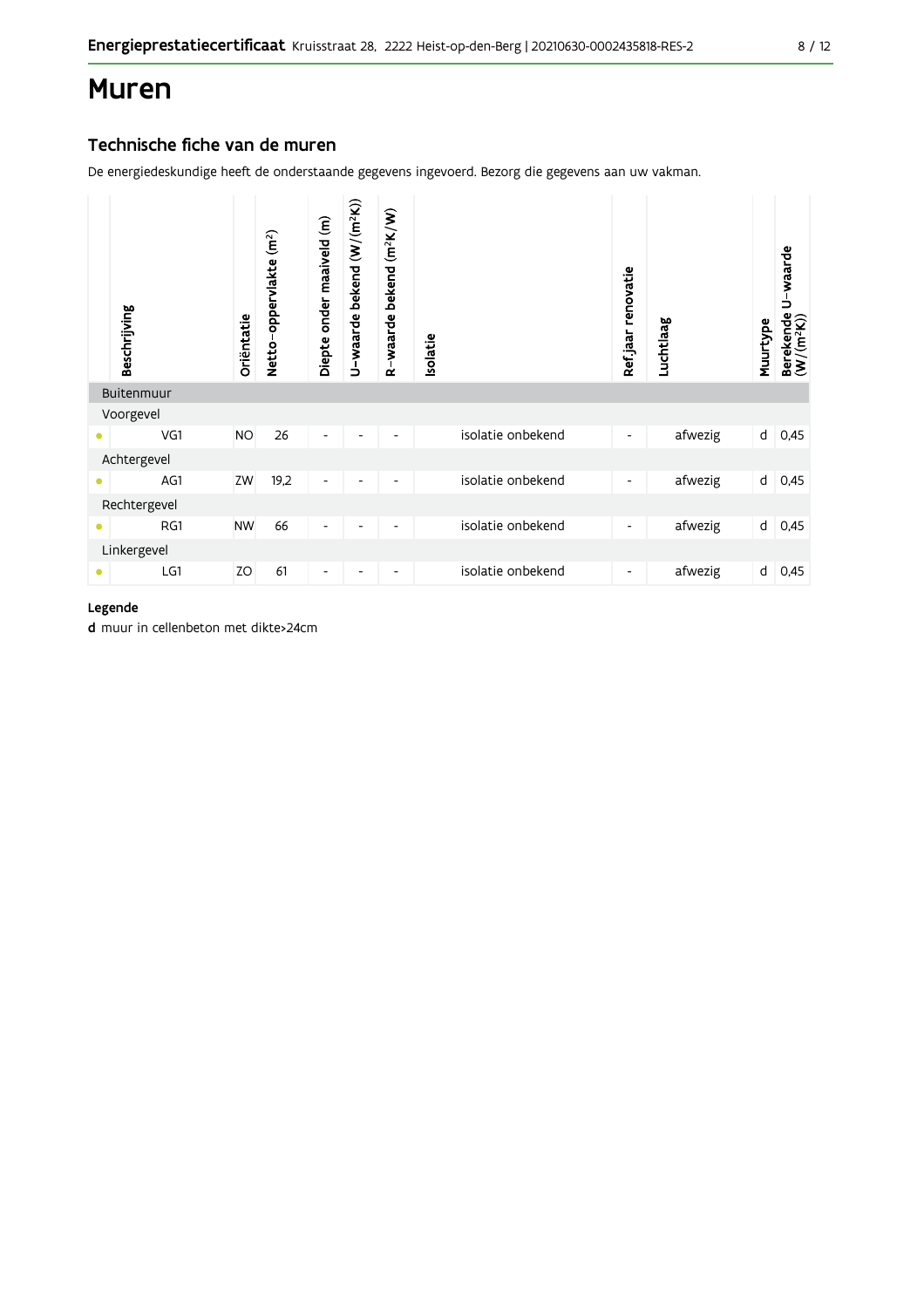# Muren

## Technische fiche van de muren

De energiedeskundige heeft de onderstaande gegevens ingevoerd. Bezorg die gegevens aan uw vakman.

| | Beschrijving | Oriëntatie | Netto-oppervlakte ($m^2$) | Diepte onder maaiveld (m) | U-waarde bekend ($W/(m^2K)$) | R-waarde bekend ($m^2K/W$) | Isolatie | Ref.jaar renovatie | Luchtlaag | Muurtype | Berekende U-waarde ($W/(m^2K)$) |
|---|---|---|---|---|---|---|---|---|---|---|---|
| Buitenmuur | | | | | | | | | | | |
| Voorgevel | | | | | | | | | | | |
| • | VG1 | NO | 26 | - | - | - | isolatie onbekend | - | afwezig | d | 0,45 |
| Achtergevel | | | | | | | | | | | |
| • | AG1 | ZW | 19,2 | - | - | - | isolatie onbekend | - | afwezig | d | 0,45 |
| Rechtergevel | | | | | | | | | | | |
| • | RG1 | NW | 66 | - | - | - | isolatie onbekend | - | afwezig | d | 0,45 |
| Linkergevel | | | | | | | | | | | |
| • | LG1 | ZO | 61 | - | - | - | isolatie onbekend | - | afwezig | d | 0,45 |

**Legende**

**d** muur in cellenbeton met dikte>24cm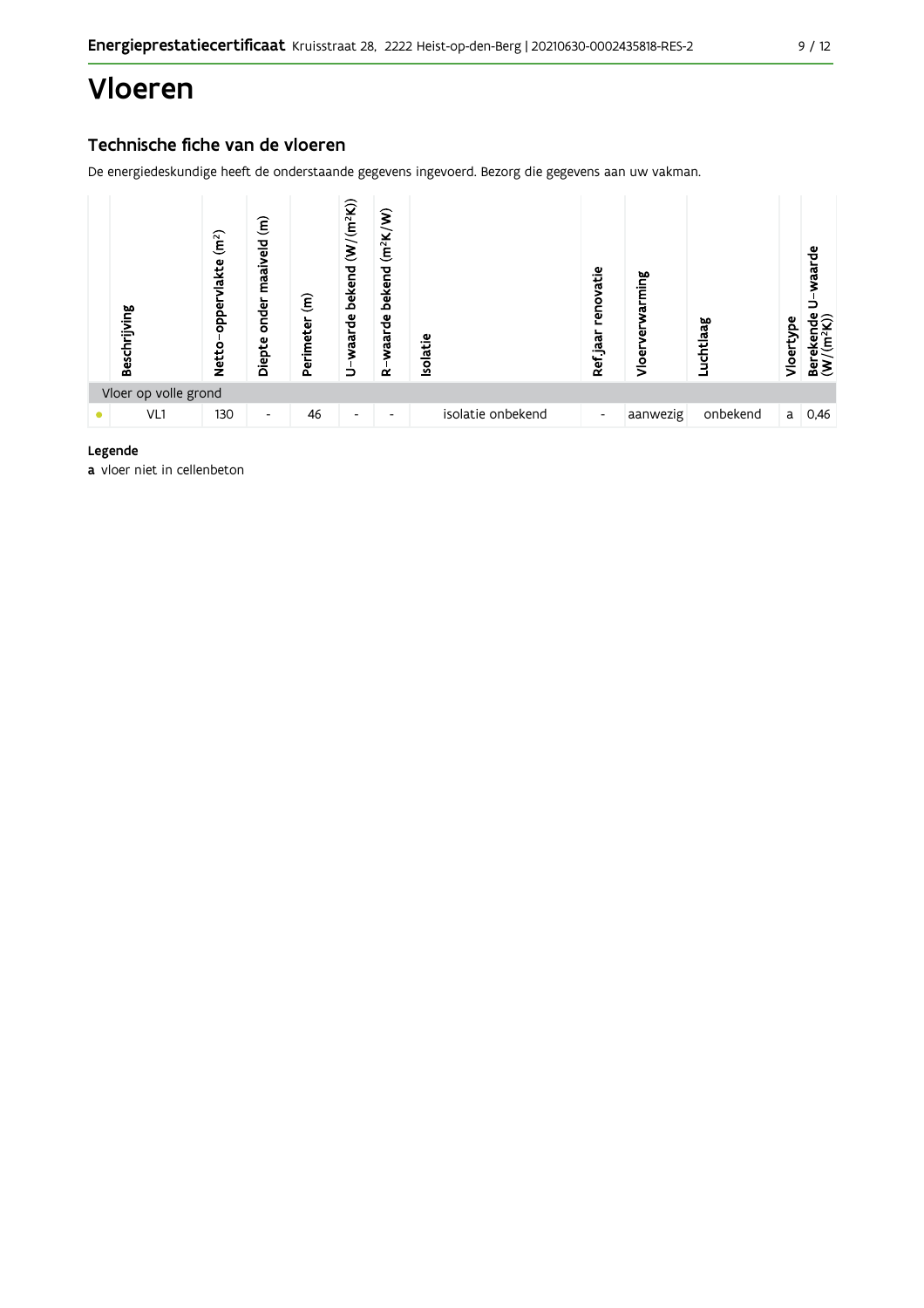# Vloeren

## Technische fiche van de vloeren

De energiedeskundige heeft de onderstaande gegevens ingevoerd. Bezorg die gegevens aan uw vakman.

| | Beschrijving | Netto-oppervlakte ($m^2$) | Diepte onder maaiveld (m) | Perimeter (m) | U-waarde bekend ($W/(m^2K)$) | R-waarde bekend ($m^2K/W$) | Isolatie | Ref.jaar renovatie | Vloerverwarming | Luchtlaag | Vloertype | Berekende U-waarde ($W/(m^2K)$) |
|---|---|---|---|---|---|---|---|---|---|---|---|---|
| Vloer op volle grond | | | | | | | | | | | | |
| ● | VL1 | 130 | - | 46 | - | - | isolatie onbekend | - | aanwezig | onbekend | a | 0,46 |

**Legende**

**a** vloer niet in cellenbeton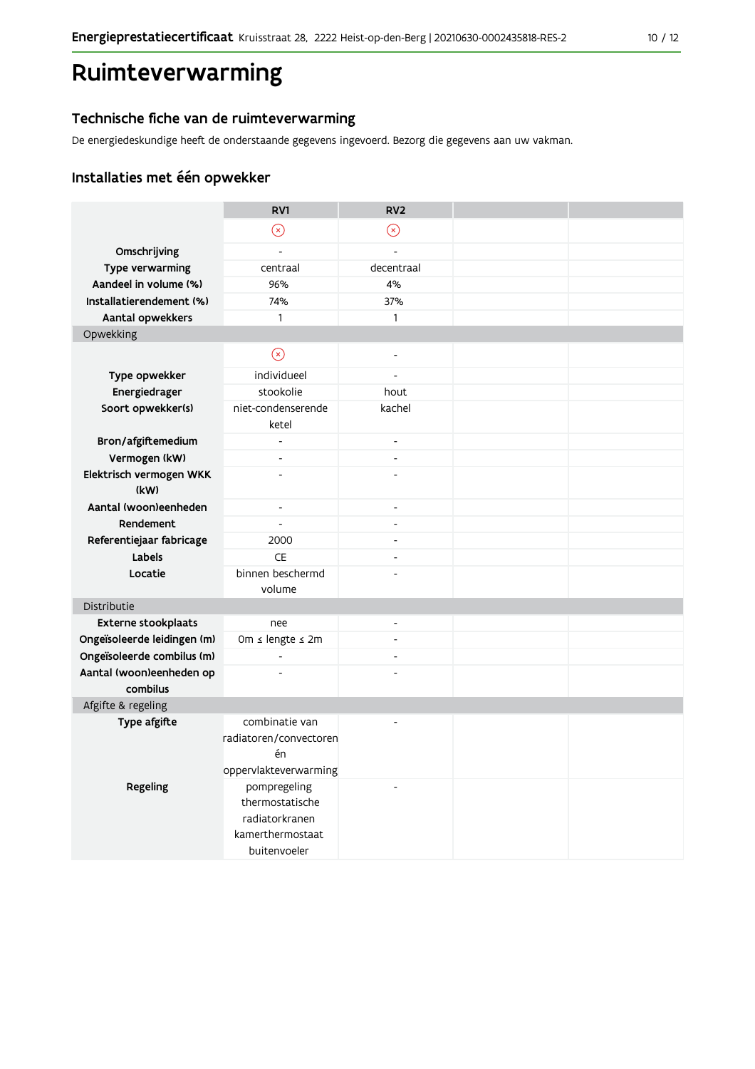# Ruimteverwarming

## Technische fiche van de ruimteverwarming

De energiedeskundige heeft de onderstaande gegevens ingevoerd. Bezorg die gegevens aan uw vakman.

## Installaties met één opwekker

| | RV1 | RV2 | | |
|---|---|---|---|---|
| | ⊗ | ⊗ | | |
| Omschrijving | - | - | | |
| Type verwarming | centraal | decentraal | | |
| Aandeel in volume (%) | 96% | 4% | | |
| Installatierendement (%) | 74% | 37% | | |
| Aantal opwekkers | 1 | 1 | | |
| **Opwekking** | | | | |
| | ⊗ | - | | |
| Type opwekker | individueel | - | | |
| Energiedrager | stookolie | hout | | |
| Soort opwekker(s) | niet-condenserende ketel | kachel | | |
| Bron/afgiftemedium | - | - | | |
| Vermogen (kW) | - | - | | |
| Elektrisch vermogen WKK (kW) | - | - | | |
| Aantal (woon)eenheden | - | - | | |
| Rendement | - | - | | |
| Referentiejaar fabricage | 2000 | - | | |
| Labels | CE | - | | |
| Locatie | binnen beschermd volume | - | | |
| **Distributie** | | | | |
| Externe stookplaats | nee | - | | |
| Ongeïsoleerde leidingen (m) | 0m ≤ lengte ≤ 2m | - | | |
| Ongeïsoleerde combilus (m) | - | - | | |
| Aantal (woon)eenheden op combilus | - | - | | |
| **Afgifte & regeling** | | | | |
| Type afgifte | combinatie van radiatoren/convectoren én oppervlakteverwarming | - | | |
| Regeling | pompregeling thermostatische radiatorkranen kamerthermostaat buitenvoeler | - | | |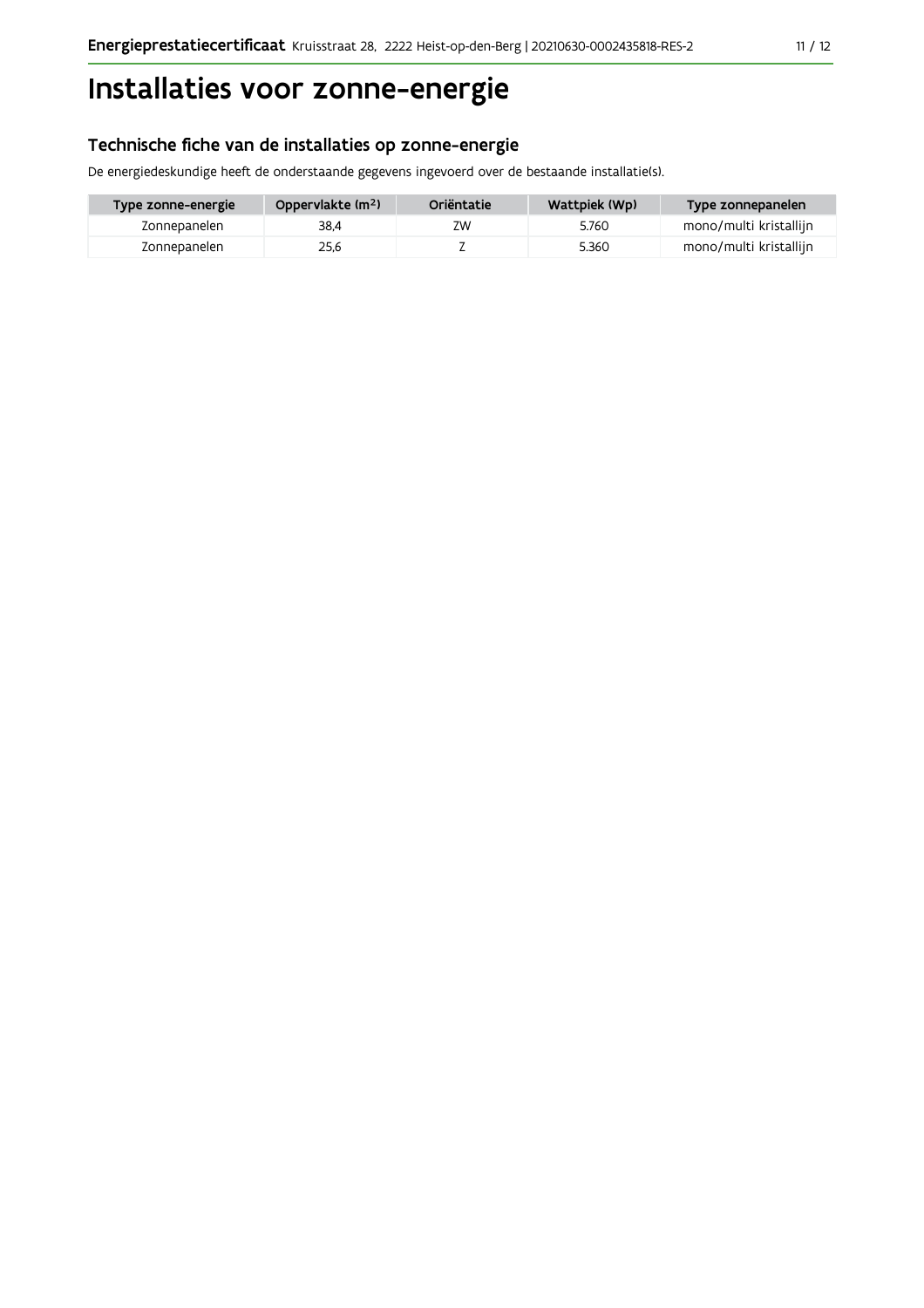# Installaties voor zonne-energie

## Technische fiche van de installaties op zonne-energie

De energiedeskundige heeft de onderstaande gegevens ingevoerd over de bestaande installatie(s).

| Type zonne-energie | Oppervlakte ($m^2$) | Oriëntatie | Wattpiek (Wp) | Type zonnepanelen |
|---|---|---|---|---|
| Zonnepanelen | 38,4 | ZW | 5.760 | mono/multi kristallijn |
| Zonnepanelen | 25,6 | Z | 5.360 | mono/multi kristallijn |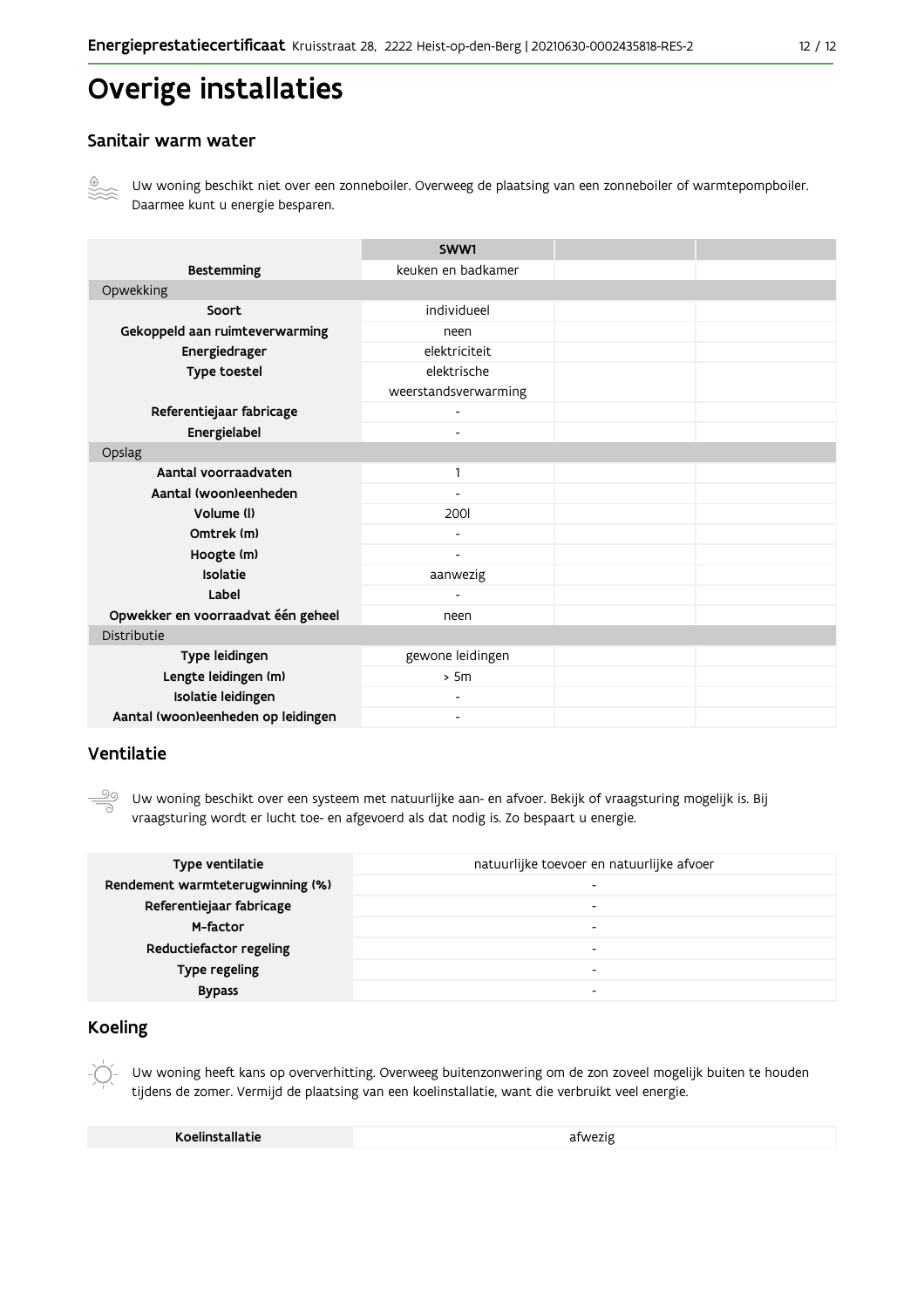# Overige installaties

## Sanitair warm water

Uw woning beschikt niet over een zonneboiler. Overweeg de plaatsing van een zonneboiler of warmtepompboiler. Daarmee kunt u energie besparen.

| | SWW1 | | |
|---|---|---|---|
| **Bestemming** | keuken en badkamer | | |
| Opwekking | | | |
| **Soort** | individueel | | |
| **Gekoppeld aan ruimteverwarming** | neen | | |
| **Energiedrager** | elektriciteit | | |
| **Type toestel** | elektrische weerstandsverwarming | | |
| **Referentiejaar fabricage** | - | | |
| **Energielabel** | - | | |
| Opslag | | | |
| **Aantal voorraadvaten** | 1 | | |
| **Aantal (woon)eenheden** | - | | |
| **Volume (l)** | 200l | | |
| **Omtrek (m)** | - | | |
| **Hoogte (m)** | - | | |
| **Isolatie** | aanwezig | | |
| **Label** | - | | |
| **Opwekker en voorraadvat één geheel** | neen | | |
| Distributie | | | |
| **Type leidingen** | gewone leidingen | | |
| **Lengte leidingen (m)** | > 5m | | |
| **Isolatie leidingen** | - | | |
| **Aantal (woon)eenheden op leidingen** | - | | |

## Ventilatie

Uw woning beschikt over een systeem met natuurlijke aan- en afvoer. Bekijk of vraagsturing mogelijk is. Bij vraagsturing wordt er lucht toe- en afgevoerd als dat nodig is. Zo bespaart u energie.

| | |
|---|---|
| **Type ventilatie** | natuurlijke toevoer en natuurlijke afvoer |
| **Rendement warmteterugwinning (%)** | - |
| **Referentiejaar fabricage** | - |
| **M-factor** | - |
| **Reductiefactor regeling** | - |
| **Type regeling** | - |
| **Bypass** | - |

## Koeling

Uw woning heeft kans op oververhitting. Overweeg buitenzonwering om de zon zoveel mogelijk buiten te houden tijdens de zomer. Vermijd de plaatsing van een koelinstallatie, want die verbruikt veel energie.

| | |
|---|---|
| **Koelinstallatie** | afwezig |